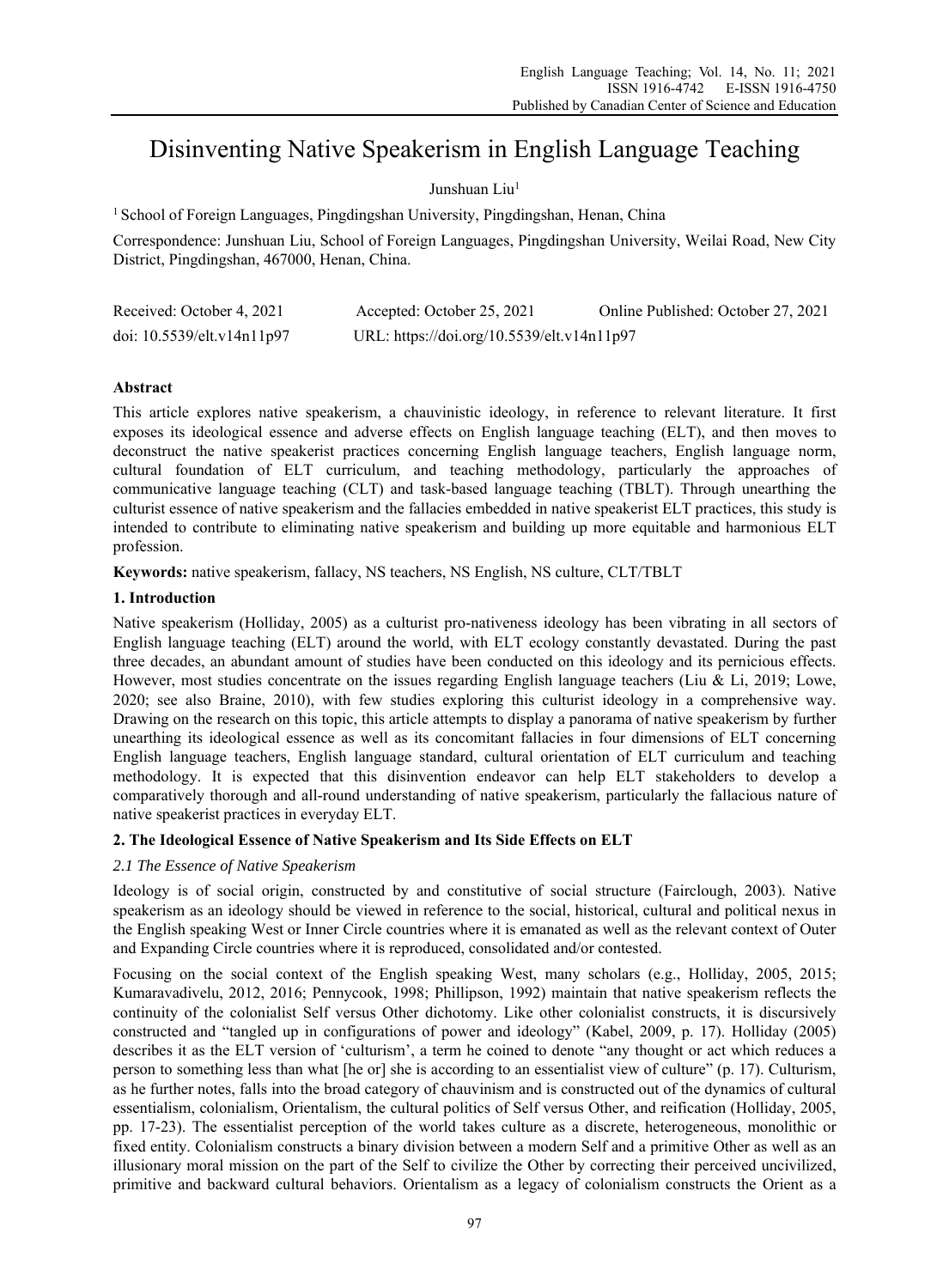# Disinventing Native Speakerism in English Language Teaching

Junshuan Liu[1]

[1] School of Foreign Languages, Pingdingshan University, Pingdingshan, Henan, China

Correspondence: Junshuan Liu, School of Foreign Languages, Pingdingshan University, Weilai Road, New City District, Pingdingshan, 467000, Henan, China.

Received: October 4, 2021   Accepted: October 25, 2021   Online Published: October 27, 2021

doi: 10.5539/elt.v14n11p97   URL: https://doi.org/10.5539/elt.v14n11p97

## Abstract

This article explores native speakerism, a chauvinistic ideology, in reference to relevant literature. It first exposes its ideological essence and adverse effects on English language teaching (ELT), and then moves to deconstruct the native speakerist practices concerning English language teachers, English language norm, cultural foundation of ELT curriculum, and teaching methodology, particularly the approaches of communicative language teaching (CLT) and task-based language teaching (TBLT). Through unearthing the culturist essence of native speakerism and the fallacies embedded in native speakerist ELT practices, this study is intended to contribute to eliminating native speakerism and building up more equitable and harmonious ELT profession.

**Keywords:** native speakerism, fallacy, NS teachers, NS English, NS culture, CLT/TBLT

## 1. Introduction

Native speakerism (Holliday, 2005) as a culturist pro-nativeness ideology has been vibrating in all sectors of English language teaching (ELT) around the world, with ELT ecology constantly devastated. During the past three decades, an abundant amount of studies have been conducted on this ideology and its pernicious effects. However, most studies concentrate on the issues regarding English language teachers (Liu & Li, 2019; Lowe, 2020; see also Braine, 2010), with few studies exploring this culturist ideology in a comprehensive way. Drawing on the research on this topic, this article attempts to display a panorama of native speakerism by further unearthing its ideological essence as well as its concomitant fallacies in four dimensions of ELT concerning English language teachers, English language standard, cultural orientation of ELT curriculum and teaching methodology. It is expected that this disinvention endeavor can help ELT stakeholders to develop a comparatively thorough and all-round understanding of native speakerism, particularly the fallacious nature of native speakerist practices in everyday ELT.

## 2. The Ideological Essence of Native Speakerism and Its Side Effects on ELT

### *2.1 The Essence of Native Speakerism*

Ideology is of social origin, constructed by and constitutive of social structure (Fairclough, 2003). Native speakerism as an ideology should be viewed in reference to the social, historical, cultural and political nexus in the English speaking West or Inner Circle countries where it is emanated as well as the relevant context of Outer and Expanding Circle countries where it is reproduced, consolidated and/or contested.

Focusing on the social context of the English speaking West, many scholars (e.g., Holliday, 2005, 2015; Kumaravadivelu, 2012, 2016; Pennycook, 1998; Phillipson, 1992) maintain that native speakerism reflects the continuity of the colonialist Self versus Other dichotomy. Like other colonialist constructs, it is discursively constructed and "tangled up in configurations of power and ideology" (Kabel, 2009, p. 17). Holliday (2005) describes it as the ELT version of 'culturism', a term he coined to denote "any thought or act which reduces a person to something less than what [he or] she is according to an essentialist view of culture" (p. 17). Culturism, as he further notes, falls into the broad category of chauvinism and is constructed out of the dynamics of cultural essentialism, colonialism, Orientalism, the cultural politics of Self versus Other, and reification (Holliday, 2005, pp. 17-23). The essentialist perception of the world takes culture as a discrete, heterogeneous, monolithic or fixed entity. Colonialism constructs a binary division between a modern Self and a primitive Other as well as an illusionary moral mission on the part of the Self to civilize the Other by correcting their perceived uncivilized, primitive and backward cultural behaviors. Orientalism as a legacy of colonialism constructs the Orient as a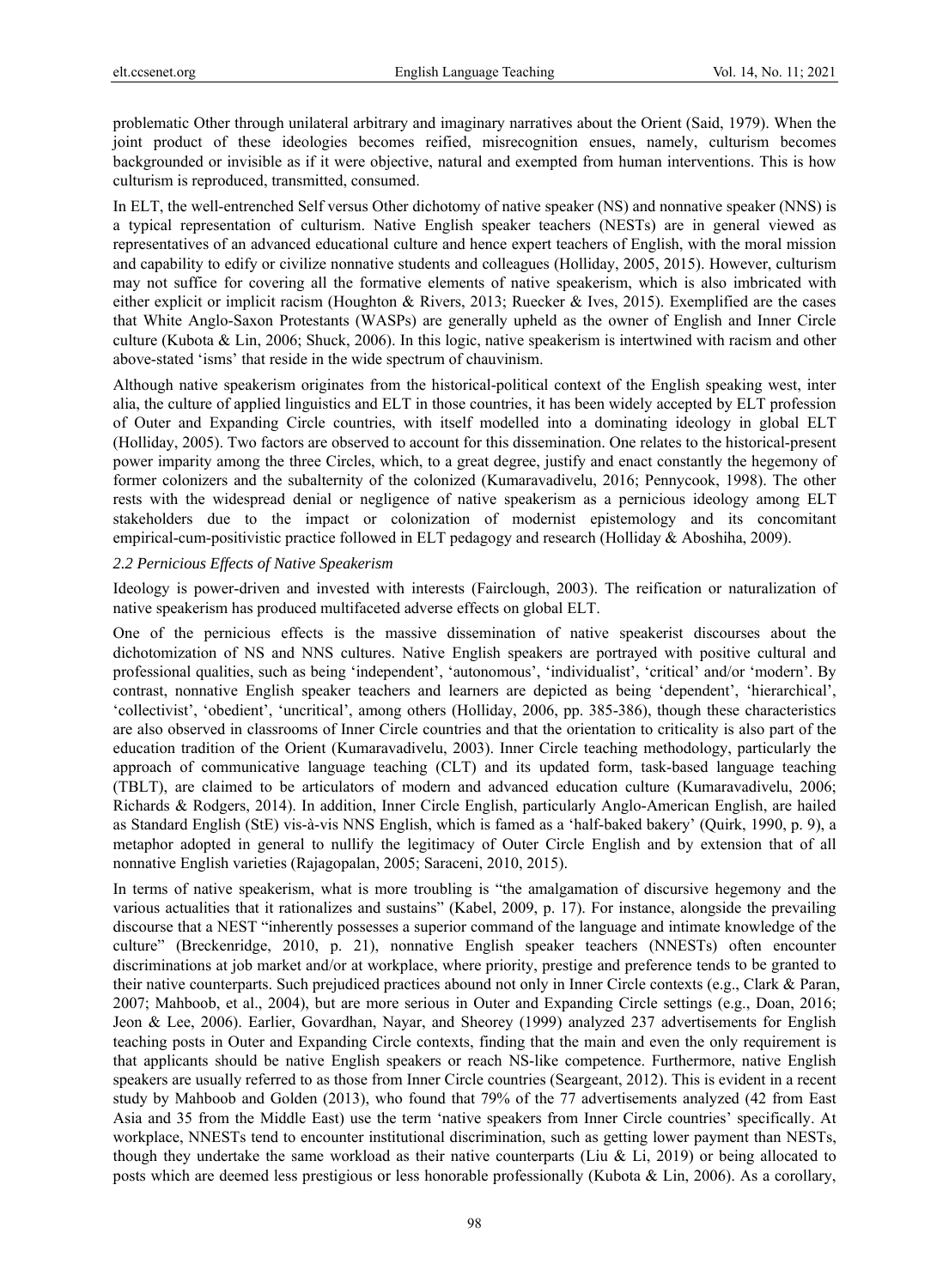problematic Other through unilateral arbitrary and imaginary narratives about the Orient (Said, 1979). When the joint product of these ideologies becomes reified, misrecognition ensues, namely, culturism becomes backgrounded or invisible as if it were objective, natural and exempted from human interventions. This is how culturism is reproduced, transmitted, consumed.

In ELT, the well-entrenched Self versus Other dichotomy of native speaker (NS) and nonnative speaker (NNS) is a typical representation of culturism. Native English speaker teachers (NESTs) are in general viewed as representatives of an advanced educational culture and hence expert teachers of English, with the moral mission and capability to edify or civilize nonnative students and colleagues (Holliday, 2005, 2015). However, culturism may not suffice for covering all the formative elements of native speakerism, which is also imbricated with either explicit or implicit racism (Houghton & Rivers, 2013; Ruecker & Ives, 2015). Exemplified are the cases that White Anglo-Saxon Protestants (WASPs) are generally upheld as the owner of English and Inner Circle culture (Kubota & Lin, 2006; Shuck, 2006). In this logic, native speakerism is intertwined with racism and other above-stated 'isms' that reside in the wide spectrum of chauvinism.

Although native speakerism originates from the historical-political context of the English speaking west, inter alia, the culture of applied linguistics and ELT in those countries, it has been widely accepted by ELT profession of Outer and Expanding Circle countries, with itself modelled into a dominating ideology in global ELT (Holliday, 2005). Two factors are observed to account for this dissemination. One relates to the historical-present power imparity among the three Circles, which, to a great degree, justify and enact constantly the hegemony of former colonizers and the subalternity of the colonized (Kumaravadivelu, 2016; Pennycook, 1998). The other rests with the widespread denial or negligence of native speakerism as a pernicious ideology among ELT stakeholders due to the impact or colonization of modernist epistemology and its concomitant empirical-cum-positivistic practice followed in ELT pedagogy and research (Holliday & Aboshiha, 2009).

### *2.2 Pernicious Effects of Native Speakerism*

Ideology is power-driven and invested with interests (Fairclough, 2003). The reification or naturalization of native speakerism has produced multifaceted adverse effects on global ELT.

One of the pernicious effects is the massive dissemination of native speakerist discourses about the dichotomization of NS and NNS cultures. Native English speakers are portrayed with positive cultural and professional qualities, such as being 'independent', 'autonomous', 'individualist', 'critical' and/or 'modern'. By contrast, nonnative English speaker teachers and learners are depicted as being 'dependent', 'hierarchical', 'collectivist', 'obedient', 'uncritical', among others (Holliday, 2006, pp. 385-386), though these characteristics are also observed in classrooms of Inner Circle countries and that the orientation to criticality is also part of the education tradition of the Orient (Kumaravadivelu, 2003). Inner Circle teaching methodology, particularly the approach of communicative language teaching (CLT) and its updated form, task-based language teaching (TBLT), are claimed to be articulators of modern and advanced education culture (Kumaravadivelu, 2006; Richards & Rodgers, 2014). In addition, Inner Circle English, particularly Anglo-American English, are hailed as Standard English (StE) vis-à-vis NNS English, which is famed as a 'half-baked bakery' (Quirk, 1990, p. 9), a metaphor adopted in general to nullify the legitimacy of Outer Circle English and by extension that of all nonnative English varieties (Rajagopalan, 2005; Saraceni, 2010, 2015).

In terms of native speakerism, what is more troubling is "the amalgamation of discursive hegemony and the various actualities that it rationalizes and sustains" (Kabel, 2009, p. 17). For instance, alongside the prevailing discourse that a NEST "inherently possesses a superior command of the language and intimate knowledge of the culture" (Breckenridge, 2010, p. 21), nonnative English speaker teachers (NNESTs) often encounter discriminations at job market and/or at workplace, where priority, prestige and preference tends to be granted to their native counterparts. Such prejudiced practices abound not only in Inner Circle contexts (e.g., Clark & Paran, 2007; Mahboob, et al., 2004), but are more serious in Outer and Expanding Circle settings (e.g., Doan, 2016; Jeon & Lee, 2006). Earlier, Govardhan, Nayar, and Sheorey (1999) analyzed 237 advertisements for English teaching posts in Outer and Expanding Circle contexts, finding that the main and even the only requirement is that applicants should be native English speakers or reach NS-like competence. Furthermore, native English speakers are usually referred to as those from Inner Circle countries (Seargeant, 2012). This is evident in a recent study by Mahboob and Golden (2013), who found that 79% of the 77 advertisements analyzed (42 from East Asia and 35 from the Middle East) use the term 'native speakers from Inner Circle countries' specifically. At workplace, NNESTs tend to encounter institutional discrimination, such as getting lower payment than NESTs, though they undertake the same workload as their native counterparts (Liu & Li, 2019) or being allocated to posts which are deemed less prestigious or less honorable professionally (Kubota & Lin, 2006). As a corollary,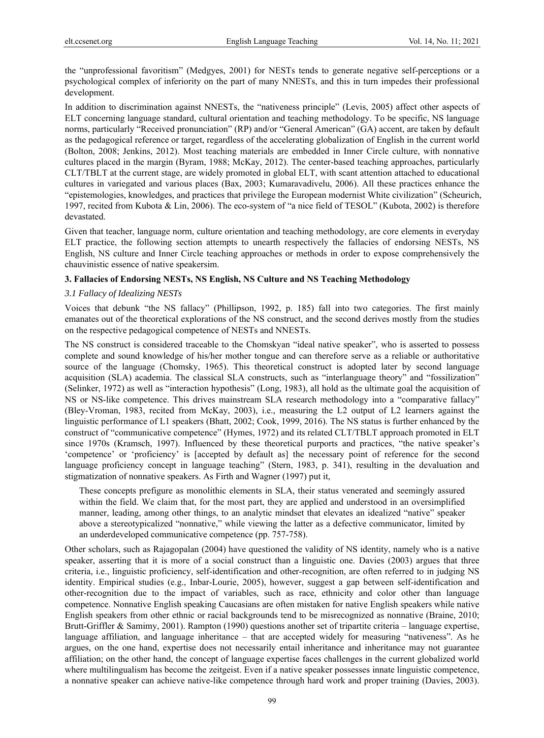the "unprofessional favoritism" (Medgyes, 2001) for NESTs tends to generate negative self-perceptions or a psychological complex of inferiority on the part of many NNESTs, and this in turn impedes their professional development.

In addition to discrimination against NNESTs, the "nativeness principle" (Levis, 2005) affect other aspects of ELT concerning language standard, cultural orientation and teaching methodology. To be specific, NS language norms, particularly "Received pronunciation" (RP) and/or "General American" (GA) accent, are taken by default as the pedagogical reference or target, regardless of the accelerating globalization of English in the current world (Bolton, 2008; Jenkins, 2012). Most teaching materials are embedded in Inner Circle culture, with nonnative cultures placed in the margin (Byram, 1988; McKay, 2012). The center-based teaching approaches, particularly CLT/TBLT at the current stage, are widely promoted in global ELT, with scant attention attached to educational cultures in variegated and various places (Bax, 2003; Kumaravadivelu, 2006). All these practices enhance the "epistemologies, knowledges, and practices that privilege the European modernist White civilization" (Scheurich, 1997, recited from Kubota & Lin, 2006). The eco-system of "a nice field of TESOL" (Kubota, 2002) is therefore devastated.

Given that teacher, language norm, culture orientation and teaching methodology, are core elements in everyday ELT practice, the following section attempts to unearth respectively the fallacies of endorsing NESTs, NS English, NS culture and Inner Circle teaching approaches or methods in order to expose comprehensively the chauvinistic essence of native speakersim.

## 3. Fallacies of Endorsing NESTs, NS English, NS Culture and NS Teaching Methodology

### *3.1 Fallacy of Idealizing NESTs*

Voices that debunk "the NS fallacy" (Phillipson, 1992, p. 185) fall into two categories. The first mainly emanates out of the theoretical explorations of the NS construct, and the second derives mostly from the studies on the respective pedagogical competence of NESTs and NNESTs.

The NS construct is considered traceable to the Chomskyan "ideal native speaker", who is asserted to possess complete and sound knowledge of his/her mother tongue and can therefore serve as a reliable or authoritative source of the language (Chomsky, 1965). This theoretical construct is adopted later by second language acquisition (SLA) academia. The classical SLA constructs, such as "interlanguage theory" and "fossilization" (Selinker, 1972) as well as "interaction hypothesis" (Long, 1983), all hold as the ultimate goal the acquisition of NS or NS-like competence. This drives mainstream SLA research methodology into a "comparative fallacy" (Bley-Vroman, 1983, recited from McKay, 2003), i.e., measuring the L2 output of L2 learners against the linguistic performance of L1 speakers (Bhatt, 2002; Cook, 1999, 2016). The NS status is further enhanced by the construct of "communicative competence" (Hymes, 1972) and its related CLT/TBLT approach promoted in ELT since 1970s (Kramsch, 1997). Influenced by these theoretical purports and practices, "the native speaker's 'competence' or 'proficiency' is [accepted by default as] the necessary point of reference for the second language proficiency concept in language teaching" (Stern, 1983, p. 341), resulting in the devaluation and stigmatization of nonnative speakers. As Firth and Wagner (1997) put it,

> These concepts prefigure as monolithic elements in SLA, their status venerated and seemingly assured within the field. We claim that, for the most part, they are applied and understood in an oversimplified manner, leading, among other things, to an analytic mindset that elevates an idealized "native" speaker above a stereotypicalized "nonnative," while viewing the latter as a defective communicator, limited by an underdeveloped communicative competence (pp. 757-758).

Other scholars, such as Rajagopalan (2004) have questioned the validity of NS identity, namely who is a native speaker, asserting that it is more of a social construct than a linguistic one. Davies (2003) argues that three criteria, i.e., linguistic proficiency, self-identification and other-recognition, are often referred to in judging NS identity. Empirical studies (e.g., Inbar-Lourie, 2005), however, suggest a gap between self-identification and other-recognition due to the impact of variables, such as race, ethnicity and color other than language competence. Nonnative English speaking Caucasians are often mistaken for native English speakers while native English speakers from other ethnic or racial backgrounds tend to be misrecognized as nonnative (Braine, 2010; Brutt-Griffler & Samimy, 2001). Rampton (1990) questions another set of tripartite criteria – language expertise, language affiliation, and language inheritance – that are accepted widely for measuring "nativeness". As he argues, on the one hand, expertise does not necessarily entail inheritance and inheritance may not guarantee affiliation; on the other hand, the concept of language expertise faces challenges in the current globalized world where multilingualism has become the zeitgeist. Even if a native speaker possesses innate linguistic competence, a nonnative speaker can achieve native-like competence through hard work and proper training (Davies, 2003).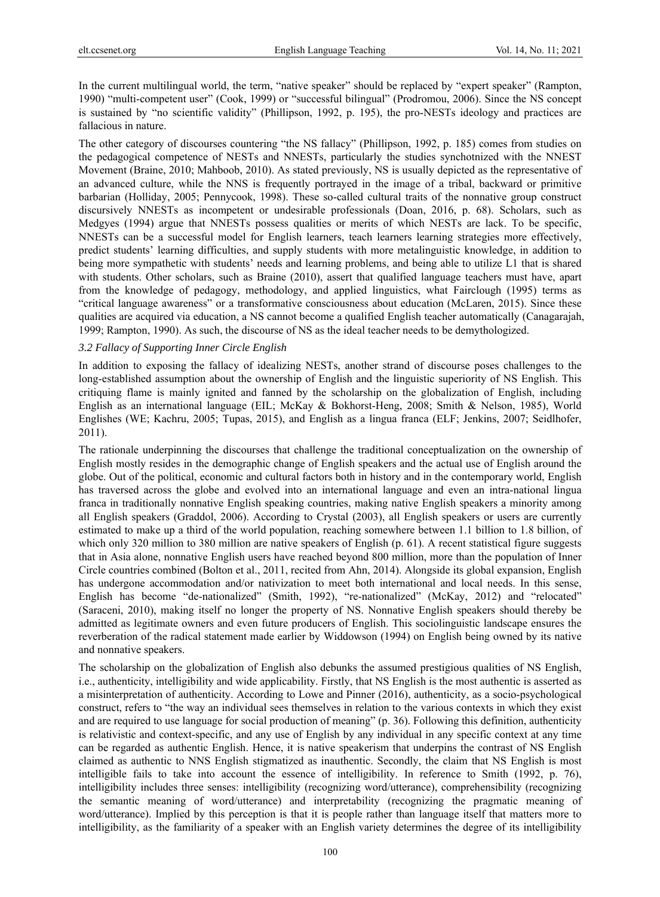In the current multilingual world, the term, "native speaker" should be replaced by "expert speaker" (Rampton, 1990) "multi-competent user" (Cook, 1999) or "successful bilingual" (Prodromou, 2006). Since the NS concept is sustained by "no scientific validity" (Phillipson, 1992, p. 195), the pro-NESTs ideology and practices are fallacious in nature.

The other category of discourses countering "the NS fallacy" (Phillipson, 1992, p. 185) comes from studies on the pedagogical competence of NESTs and NNESTs, particularly the studies synchotnized with the NNEST Movement (Braine, 2010; Mahboob, 2010). As stated previously, NS is usually depicted as the representative of an advanced culture, while the NNS is frequently portrayed in the image of a tribal, backward or primitive barbarian (Holliday, 2005; Pennycook, 1998). These so-called cultural traits of the nonnative group construct discursively NNESTs as incompetent or undesirable professionals (Doan, 2016, p. 68). Scholars, such as Medgyes (1994) argue that NNESTs possess qualities or merits of which NESTs are lack. To be specific, NNESTs can be a successful model for English learners, teach learners learning strategies more effectively, predict students' learning difficulties, and supply students with more metalinguistic knowledge, in addition to being more sympathetic with students' needs and learning problems, and being able to utilize L1 that is shared with students. Other scholars, such as Braine (2010), assert that qualified language teachers must have, apart from the knowledge of pedagogy, methodology, and applied linguistics, what Fairclough (1995) terms as "critical language awareness" or a transformative consciousness about education (McLaren, 2015). Since these qualities are acquired via education, a NS cannot become a qualified English teacher automatically (Canagarajah, 1999; Rampton, 1990). As such, the discourse of NS as the ideal teacher needs to be demythologized.

### 3.2 Fallacy of Supporting Inner Circle English

In addition to exposing the fallacy of idealizing NESTs, another strand of discourse poses challenges to the long-established assumption about the ownership of English and the linguistic superiority of NS English. This critiquing flame is mainly ignited and fanned by the scholarship on the globalization of English, including English as an international language (EIL; McKay & Bokhorst-Heng, 2008; Smith & Nelson, 1985), World Englishes (WE; Kachru, 2005; Tupas, 2015), and English as a lingua franca (ELF; Jenkins, 2007; Seidlhofer, 2011).

The rationale underpinning the discourses that challenge the traditional conceptualization on the ownership of English mostly resides in the demographic change of English speakers and the actual use of English around the globe. Out of the political, economic and cultural factors both in history and in the contemporary world, English has traversed across the globe and evolved into an international language and even an intra-national lingua franca in traditionally nonnative English speaking countries, making native English speakers a minority among all English speakers (Graddol, 2006). According to Crystal (2003), all English speakers or users are currently estimated to make up a third of the world population, reaching somewhere between 1.1 billion to 1.8 billion, of which only 320 million to 380 million are native speakers of English (p. 61). A recent statistical figure suggests that in Asia alone, nonnative English users have reached beyond 800 million, more than the population of Inner Circle countries combined (Bolton et al., 2011, recited from Ahn, 2014). Alongside its global expansion, English has undergone accommodation and/or nativization to meet both international and local needs. In this sense, English has become "de-nationalized" (Smith, 1992), "re-nationalized" (McKay, 2012) and "relocated" (Saraceni, 2010), making itself no longer the property of NS. Nonnative English speakers should thereby be admitted as legitimate owners and even future producers of English. This sociolinguistic landscape ensures the reverberation of the radical statement made earlier by Widdowson (1994) on English being owned by its native and nonnative speakers.

The scholarship on the globalization of English also debunks the assumed prestigious qualities of NS English, i.e., authenticity, intelligibility and wide applicability. Firstly, that NS English is the most authentic is asserted as a misinterpretation of authenticity. According to Lowe and Pinner (2016), authenticity, as a socio-psychological construct, refers to "the way an individual sees themselves in relation to the various contexts in which they exist and are required to use language for social production of meaning" (p. 36). Following this definition, authenticity is relativistic and context-specific, and any use of English by any individual in any specific context at any time can be regarded as authentic English. Hence, it is native speakerism that underpins the contrast of NS English claimed as authentic to NNS English stigmatized as inauthentic. Secondly, the claim that NS English is most intelligible fails to take into account the essence of intelligibility. In reference to Smith (1992, p. 76), intelligibility includes three senses: intelligibility (recognizing word/utterance), comprehensibility (recognizing the semantic meaning of word/utterance) and interpretability (recognizing the pragmatic meaning of word/utterance). Implied by this perception is that it is people rather than language itself that matters more to intelligibility, as the familiarity of a speaker with an English variety determines the degree of its intelligibility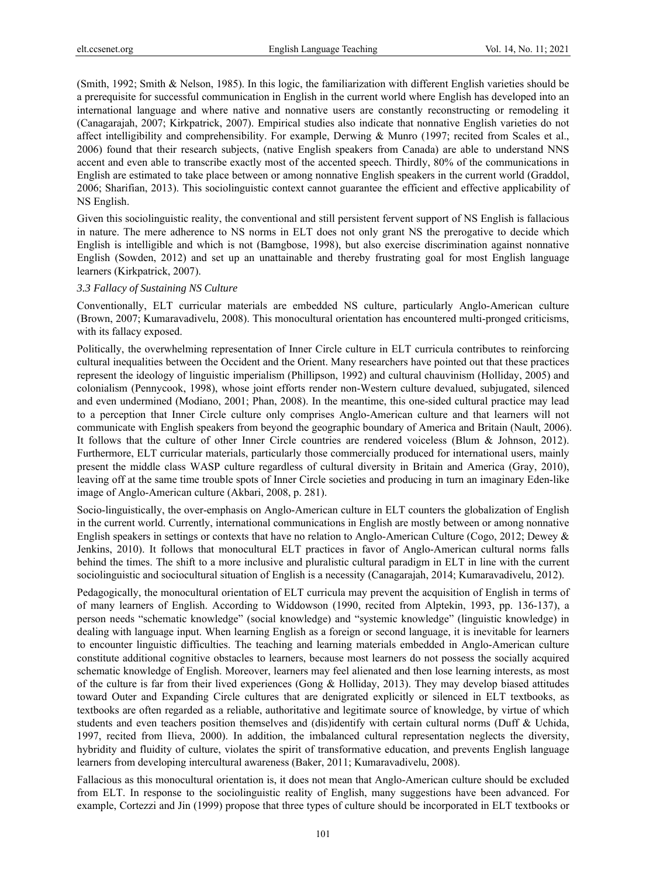(Smith, 1992; Smith & Nelson, 1985). In this logic, the familiarization with different English varieties should be a prerequisite for successful communication in English in the current world where English has developed into an international language and where native and nonnative users are constantly reconstructing or remodeling it (Canagarajah, 2007; Kirkpatrick, 2007). Empirical studies also indicate that nonnative English varieties do not affect intelligibility and comprehensibility. For example, Derwing & Munro (1997; recited from Scales et al., 2006) found that their research subjects, (native English speakers from Canada) are able to understand NNS accent and even able to transcribe exactly most of the accented speech. Thirdly, 80% of the communications in English are estimated to take place between or among nonnative English speakers in the current world (Graddol, 2006; Sharifian, 2013). This sociolinguistic context cannot guarantee the efficient and effective applicability of NS English.

Given this sociolinguistic reality, the conventional and still persistent fervent support of NS English is fallacious in nature. The mere adherence to NS norms in ELT does not only grant NS the prerogative to decide which English is intelligible and which is not (Bamgbose, 1998), but also exercise discrimination against nonnative English (Sowden, 2012) and set up an unattainable and thereby frustrating goal for most English language learners (Kirkpatrick, 2007).

### *3.3 Fallacy of Sustaining NS Culture*

Conventionally, ELT curricular materials are embedded NS culture, particularly Anglo-American culture (Brown, 2007; Kumaravadivelu, 2008). This monocultural orientation has encountered multi-pronged criticisms, with its fallacy exposed.

Politically, the overwhelming representation of Inner Circle culture in ELT curricula contributes to reinforcing cultural inequalities between the Occident and the Orient. Many researchers have pointed out that these practices represent the ideology of linguistic imperialism (Phillipson, 1992) and cultural chauvinism (Holliday, 2005) and colonialism (Pennycook, 1998), whose joint efforts render non-Western culture devalued, subjugated, silenced and even undermined (Modiano, 2001; Phan, 2008). In the meantime, this one-sided cultural practice may lead to a perception that Inner Circle culture only comprises Anglo-American culture and that learners will not communicate with English speakers from beyond the geographic boundary of America and Britain (Nault, 2006). It follows that the culture of other Inner Circle countries are rendered voiceless (Blum & Johnson, 2012). Furthermore, ELT curricular materials, particularly those commercially produced for international users, mainly present the middle class WASP culture regardless of cultural diversity in Britain and America (Gray, 2010), leaving off at the same time trouble spots of Inner Circle societies and producing in turn an imaginary Eden-like image of Anglo-American culture (Akbari, 2008, p. 281).

Socio-linguistically, the over-emphasis on Anglo-American culture in ELT counters the globalization of English in the current world. Currently, international communications in English are mostly between or among nonnative English speakers in settings or contexts that have no relation to Anglo-American Culture (Cogo, 2012; Dewey & Jenkins, 2010). It follows that monocultural ELT practices in favor of Anglo-American cultural norms falls behind the times. The shift to a more inclusive and pluralistic cultural paradigm in ELT in line with the current sociolinguistic and sociocultural situation of English is a necessity (Canagarajah, 2014; Kumaravadivelu, 2012).

Pedagogically, the monocultural orientation of ELT curricula may prevent the acquisition of English in terms of of many learners of English. According to Widdowson (1990, recited from Alptekin, 1993, pp. 136-137), a person needs "schematic knowledge" (social knowledge) and "systemic knowledge" (linguistic knowledge) in dealing with language input. When learning English as a foreign or second language, it is inevitable for learners to encounter linguistic difficulties. The teaching and learning materials embedded in Anglo-American culture constitute additional cognitive obstacles to learners, because most learners do not possess the socially acquired schematic knowledge of English. Moreover, learners may feel alienated and then lose learning interests, as most of the culture is far from their lived experiences (Gong & Holliday, 2013). They may develop biased attitudes toward Outer and Expanding Circle cultures that are denigrated explicitly or silenced in ELT textbooks, as textbooks are often regarded as a reliable, authoritative and legitimate source of knowledge, by virtue of which students and even teachers position themselves and (dis)identify with certain cultural norms (Duff & Uchida, 1997, recited from Ilieva, 2000). In addition, the imbalanced cultural representation neglects the diversity, hybridity and fluidity of culture, violates the spirit of transformative education, and prevents English language learners from developing intercultural awareness (Baker, 2011; Kumaravadivelu, 2008).

Fallacious as this monocultural orientation is, it does not mean that Anglo-American culture should be excluded from ELT. In response to the sociolinguistic reality of English, many suggestions have been advanced. For example, Cortezzi and Jin (1999) propose that three types of culture should be incorporated in ELT textbooks or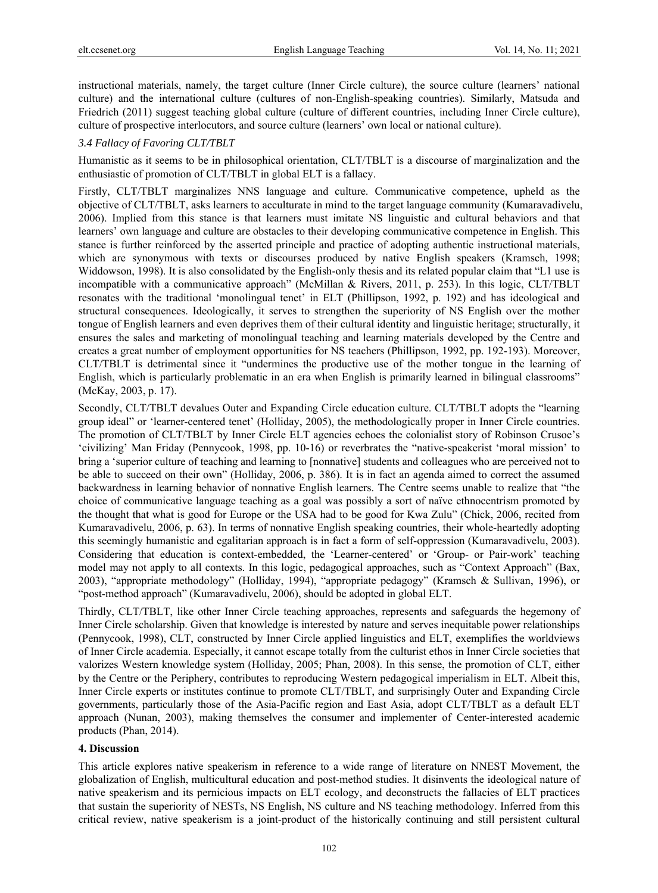instructional materials, namely, the target culture (Inner Circle culture), the source culture (learners' national culture) and the international culture (cultures of non-English-speaking countries). Similarly, Matsuda and Friedrich (2011) suggest teaching global culture (culture of different countries, including Inner Circle culture), culture of prospective interlocutors, and source culture (learners' own local or national culture).

### *3.4 Fallacy of Favoring CLT/TBLT*

Humanistic as it seems to be in philosophical orientation, CLT/TBLT is a discourse of marginalization and the enthusiastic of promotion of CLT/TBLT in global ELT is a fallacy.

Firstly, CLT/TBLT marginalizes NNS language and culture. Communicative competence, upheld as the objective of CLT/TBLT, asks learners to acculturate in mind to the target language community (Kumaravadivelu, 2006). Implied from this stance is that learners must imitate NS linguistic and cultural behaviors and that learners' own language and culture are obstacles to their developing communicative competence in English. This stance is further reinforced by the asserted principle and practice of adopting authentic instructional materials, which are synonymous with texts or discourses produced by native English speakers (Kramsch, 1998; Widdowson, 1998). It is also consolidated by the English-only thesis and its related popular claim that "L1 use is incompatible with a communicative approach" (McMillan & Rivers, 2011, p. 253). In this logic, CLT/TBLT resonates with the traditional 'monolingual tenet' in ELT (Phillipson, 1992, p. 192) and has ideological and structural consequences. Ideologically, it serves to strengthen the superiority of NS English over the mother tongue of English learners and even deprives them of their cultural identity and linguistic heritage; structurally, it ensures the sales and marketing of monolingual teaching and learning materials developed by the Centre and creates a great number of employment opportunities for NS teachers (Phillipson, 1992, pp. 192-193). Moreover, CLT/TBLT is detrimental since it "undermines the productive use of the mother tongue in the learning of English, which is particularly problematic in an era when English is primarily learned in bilingual classrooms" (McKay, 2003, p. 17).

Secondly, CLT/TBLT devalues Outer and Expanding Circle education culture. CLT/TBLT adopts the "learning group ideal" or 'learner-centered tenet' (Holliday, 2005), the methodologically proper in Inner Circle countries. The promotion of CLT/TBLT by Inner Circle ELT agencies echoes the colonialist story of Robinson Crusoe's 'civilizing' Man Friday (Pennycook, 1998, pp. 10-16) or reverbrates the "native-speakerist 'moral mission' to bring a 'superior culture of teaching and learning to [nonnative] students and colleagues who are perceived not to be able to succeed on their own" (Holliday, 2006, p. 386). It is in fact an agenda aimed to correct the assumed backwardness in learning behavior of nonnative English learners. The Centre seems unable to realize that "the choice of communicative language teaching as a goal was possibly a sort of naïve ethnocentrism promoted by the thought that what is good for Europe or the USA had to be good for Kwa Zulu" (Chick, 2006, recited from Kumaravadivelu, 2006, p. 63). In terms of nonnative English speaking countries, their whole-heartedly adopting this seemingly humanistic and egalitarian approach is in fact a form of self-oppression (Kumaravadivelu, 2003). Considering that education is context-embedded, the 'Learner-centered' or 'Group- or Pair-work' teaching model may not apply to all contexts. In this logic, pedagogical approaches, such as "Context Approach" (Bax, 2003), "appropriate methodology" (Holliday, 1994), "appropriate pedagogy" (Kramsch & Sullivan, 1996), or "post-method approach" (Kumaravadivelu, 2006), should be adopted in global ELT.

Thirdly, CLT/TBLT, like other Inner Circle teaching approaches, represents and safeguards the hegemony of Inner Circle scholarship. Given that knowledge is interested by nature and serves inequitable power relationships (Pennycook, 1998), CLT, constructed by Inner Circle applied linguistics and ELT, exemplifies the worldviews of Inner Circle academia. Especially, it cannot escape totally from the culturist ethos in Inner Circle societies that valorizes Western knowledge system (Holliday, 2005; Phan, 2008). In this sense, the promotion of CLT, either by the Centre or the Periphery, contributes to reproducing Western pedagogical imperialism in ELT. Albeit this, Inner Circle experts or institutes continue to promote CLT/TBLT, and surprisingly Outer and Expanding Circle governments, particularly those of the Asia-Pacific region and East Asia, adopt CLT/TBLT as a default ELT approach (Nunan, 2003), making themselves the consumer and implementer of Center-interested academic products (Phan, 2014).

## 4. Discussion

This article explores native speakerism in reference to a wide range of literature on NNEST Movement, the globalization of English, multicultural education and post-method studies. It disinvents the ideological nature of native speakerism and its pernicious impacts on ELT ecology, and deconstructs the fallacies of ELT practices that sustain the superiority of NESTs, NS English, NS culture and NS teaching methodology. Inferred from this critical review, native speakerism is a joint-product of the historically continuing and still persistent cultural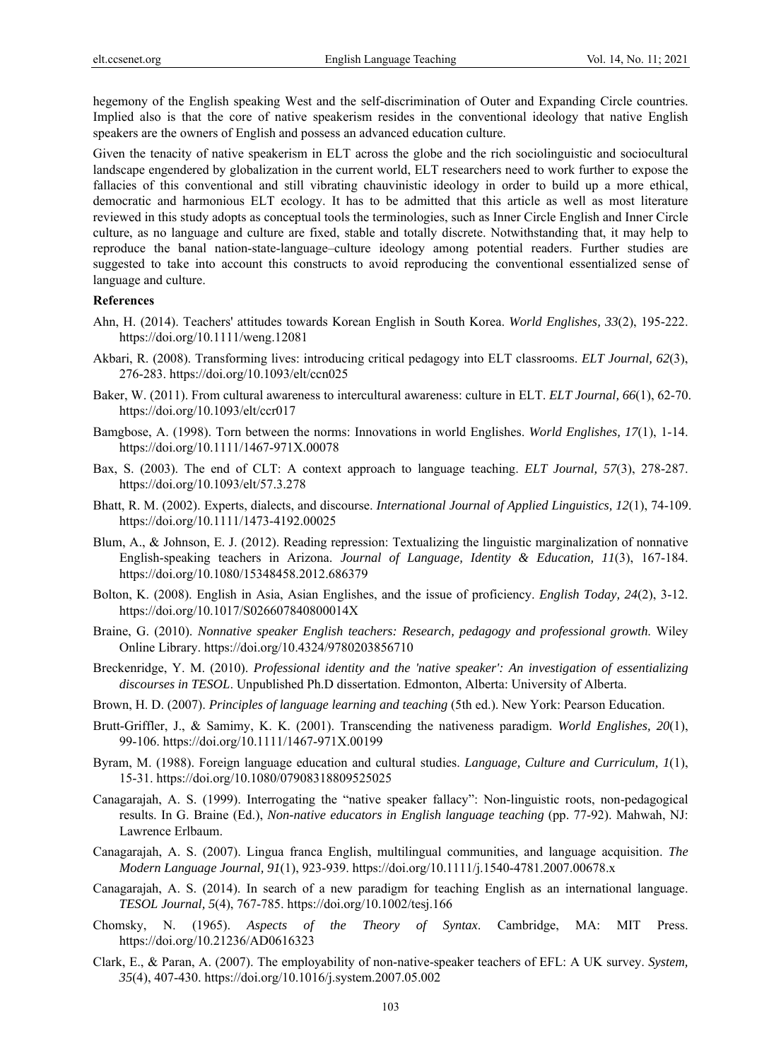hegemony of the English speaking West and the self-discrimination of Outer and Expanding Circle countries. Implied also is that the core of native speakerism resides in the conventional ideology that native English speakers are the owners of English and possess an advanced education culture.

Given the tenacity of native speakerism in ELT across the globe and the rich sociolinguistic and sociocultural landscape engendered by globalization in the current world, ELT researchers need to work further to expose the fallacies of this conventional and still vibrating chauvinistic ideology in order to build up a more ethical, democratic and harmonious ELT ecology. It has to be admitted that this article as well as most literature reviewed in this study adopts as conceptual tools the terminologies, such as Inner Circle English and Inner Circle culture, as no language and culture are fixed, stable and totally discrete. Notwithstanding that, it may help to reproduce the banal nation-state-language–culture ideology among potential readers. Further studies are suggested to take into account this constructs to avoid reproducing the conventional essentialized sense of language and culture.

## References

Ahn, H. (2014). Teachers' attitudes towards Korean English in South Korea. *World Englishes, 33*(2), 195-222. https://doi.org/10.1111/weng.12081

Akbari, R. (2008). Transforming lives: introducing critical pedagogy into ELT classrooms. *ELT Journal, 62*(3), 276-283. https://doi.org/10.1093/elt/ccn025

Baker, W. (2011). From cultural awareness to intercultural awareness: culture in ELT. *ELT Journal, 66*(1), 62-70. https://doi.org/10.1093/elt/ccr017

Bamgbose, A. (1998). Torn between the norms: Innovations in world Englishes. *World Englishes, 17*(1), 1-14. https://doi.org/10.1111/1467-971X.00078

Bax, S. (2003). The end of CLT: A context approach to language teaching. *ELT Journal, 57*(3), 278-287. https://doi.org/10.1093/elt/57.3.278

Bhatt, R. M. (2002). Experts, dialects, and discourse. *International Journal of Applied Linguistics, 12*(1), 74-109. https://doi.org/10.1111/1473-4192.00025

Blum, A., & Johnson, E. J. (2012). Reading repression: Textualizing the linguistic marginalization of nonnative English-speaking teachers in Arizona. *Journal of Language, Identity & Education, 11*(3), 167-184. https://doi.org/10.1080/15348458.2012.686379

Bolton, K. (2008). English in Asia, Asian Englishes, and the issue of proficiency. *English Today, 24*(2), 3-12. https://doi.org/10.1017/S026607840800014X

Braine, G. (2010). *Nonnative speaker English teachers: Research, pedagogy and professional growth*. Wiley Online Library. https://doi.org/10.4324/9780203856710

Breckenridge, Y. M. (2010). *Professional identity and the 'native speaker': An investigation of essentializing discourses in TESOL*. Unpublished Ph.D dissertation. Edmonton, Alberta: University of Alberta.

Brown, H. D. (2007). *Principles of language learning and teaching* (5th ed.). New York: Pearson Education.

Brutt-Griffler, J., & Samimy, K. K. (2001). Transcending the nativeness paradigm. *World Englishes, 20*(1), 99-106. https://doi.org/10.1111/1467-971X.00199

Byram, M. (1988). Foreign language education and cultural studies. *Language, Culture and Curriculum, 1*(1), 15-31. https://doi.org/10.1080/07908318809525025

Canagarajah, A. S. (1999). Interrogating the "native speaker fallacy": Non-linguistic roots, non-pedagogical results. In G. Braine (Ed.), *Non-native educators in English language teaching* (pp. 77-92). Mahwah, NJ: Lawrence Erlbaum.

Canagarajah, A. S. (2007). Lingua franca English, multilingual communities, and language acquisition. *The Modern Language Journal, 91*(1), 923-939. https://doi.org/10.1111/j.1540-4781.2007.00678.x

Canagarajah, A. S. (2014). In search of a new paradigm for teaching English as an international language. *TESOL Journal, 5*(4), 767-785. https://doi.org/10.1002/tesj.166

Chomsky, N. (1965). *Aspects of the Theory of Syntax*. Cambridge, MA: MIT Press. https://doi.org/10.21236/AD0616323

Clark, E., & Paran, A. (2007). The employability of non-native-speaker teachers of EFL: A UK survey. *System, 35*(4), 407-430. https://doi.org/10.1016/j.system.2007.05.002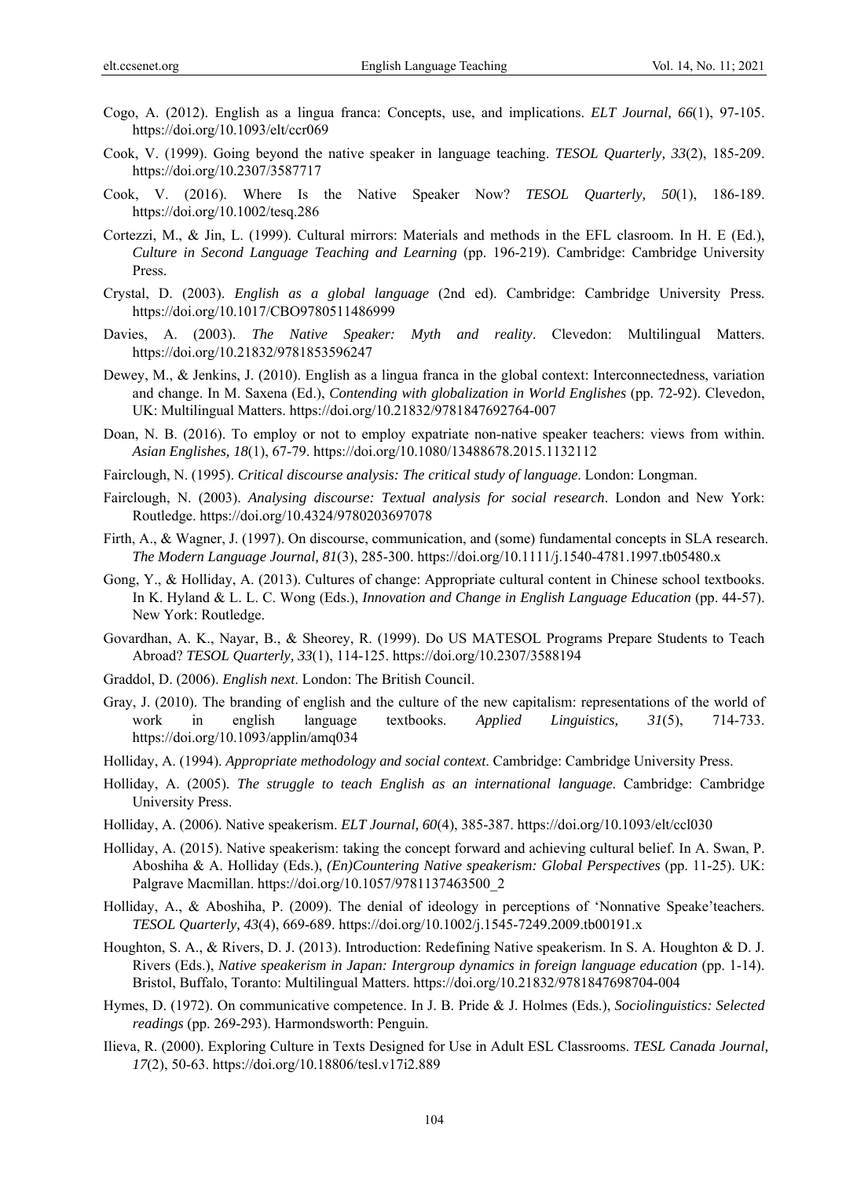Cogo, A. (2012). English as a lingua franca: Concepts, use, and implications. *ELT Journal, 66*(1), 97-105. https://doi.org/10.1093/elt/ccr069

Cook, V. (1999). Going beyond the native speaker in language teaching. *TESOL Quarterly, 33*(2), 185-209. https://doi.org/10.2307/3587717

Cook, V. (2016). Where Is the Native Speaker Now? *TESOL Quarterly, 50*(1), 186-189. https://doi.org/10.1002/tesq.286

Cortezzi, M., & Jin, L. (1999). Cultural mirrors: Materials and methods in the EFL clasroom. In H. E (Ed.), *Culture in Second Language Teaching and Learning* (pp. 196-219). Cambridge: Cambridge University Press.

Crystal, D. (2003). *English as a global language* (2nd ed). Cambridge: Cambridge University Press. https://doi.org/10.1017/CBO9780511486999

Davies, A. (2003). *The Native Speaker: Myth and reality*. Clevedon: Multilingual Matters. https://doi.org/10.21832/9781853596247

Dewey, M., & Jenkins, J. (2010). English as a lingua franca in the global context: Interconnectedness, variation and change. In M. Saxena (Ed.), *Contending with globalization in World Englishes* (pp. 72-92). Clevedon, UK: Multilingual Matters. https://doi.org/10.21832/9781847692764-007

Doan, N. B. (2016). To employ or not to employ expatriate non-native speaker teachers: views from within. *Asian Englishes, 18*(1), 67-79. https://doi.org/10.1080/13488678.2015.1132112

Fairclough, N. (1995). *Critical discourse analysis: The critical study of language*. London: Longman.

Fairclough, N. (2003). *Analysing discourse: Textual analysis for social research*. London and New York: Routledge. https://doi.org/10.4324/9780203697078

Firth, A., & Wagner, J. (1997). On discourse, communication, and (some) fundamental concepts in SLA research. *The Modern Language Journal, 81*(3), 285-300. https://doi.org/10.1111/j.1540-4781.1997.tb05480.x

Gong, Y., & Holliday, A. (2013). Cultures of change: Appropriate cultural content in Chinese school textbooks. In K. Hyland & L. L. C. Wong (Eds.), *Innovation and Change in English Language Education* (pp. 44-57). New York: Routledge.

Govardhan, A. K., Nayar, B., & Sheorey, R. (1999). Do US MATESOL Programs Prepare Students to Teach Abroad? *TESOL Quarterly, 33*(1), 114-125. https://doi.org/10.2307/3588194

Graddol, D. (2006). *English next*. London: The British Council.

Gray, J. (2010). The branding of english and the culture of the new capitalism: representations of the world of work in english language textbooks. *Applied Linguistics, 31*(5), 714-733. https://doi.org/10.1093/applin/amq034

Holliday, A. (1994). *Appropriate methodology and social context*. Cambridge: Cambridge University Press.

Holliday, A. (2005). *The struggle to teach English as an international language*. Cambridge: Cambridge University Press.

Holliday, A. (2006). Native speakerism. *ELT Journal, 60*(4), 385-387. https://doi.org/10.1093/elt/ccl030

Holliday, A. (2015). Native speakerism: taking the concept forward and achieving cultural belief. In A. Swan, P. Aboshiha & A. Holliday (Eds.), *(En)Countering Native speakerism: Global Perspectives* (pp. 11-25). UK: Palgrave Macmillan. https://doi.org/10.1057/9781137463500_2

Holliday, A., & Aboshiha, P. (2009). The denial of ideology in perceptions of 'Nonnative Speake'teachers. *TESOL Quarterly, 43*(4), 669-689. https://doi.org/10.1002/j.1545-7249.2009.tb00191.x

Houghton, S. A., & Rivers, D. J. (2013). Introduction: Redefining Native speakerism. In S. A. Houghton & D. J. Rivers (Eds.), *Native speakerism in Japan: Intergroup dynamics in foreign language education* (pp. 1-14). Bristol, Buffalo, Toranto: Multilingual Matters. https://doi.org/10.21832/9781847698704-004

Hymes, D. (1972). On communicative competence. In J. B. Pride & J. Holmes (Eds.), *Sociolinguistics: Selected readings* (pp. 269-293). Harmondsworth: Penguin.

Ilieva, R. (2000). Exploring Culture in Texts Designed for Use in Adult ESL Classrooms. *TESL Canada Journal, 17*(2), 50-63. https://doi.org/10.18806/tesl.v17i2.889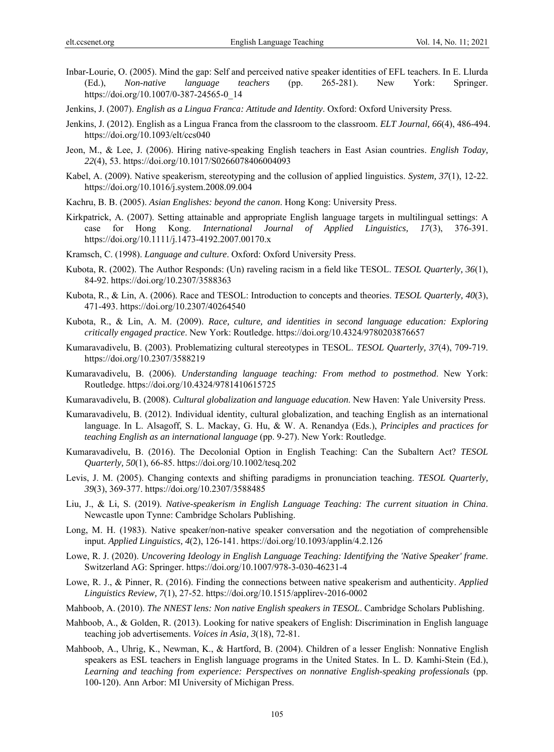Inbar-Lourie, O. (2005). Mind the gap: Self and perceived native speaker identities of EFL teachers. In E. Llurda (Ed.), *Non-native language teachers* (pp. 265-281). New York: Springer. https://doi.org/10.1007/0-387-24565-0_14

Jenkins, J. (2007). *English as a Lingua Franca: Attitude and Identity*. Oxford: Oxford University Press.

Jenkins, J. (2012). English as a Lingua Franca from the classroom to the classroom. *ELT Journal, 66*(4), 486-494. https://doi.org/10.1093/elt/ccs040

Jeon, M., & Lee, J. (2006). Hiring native-speaking English teachers in East Asian countries. *English Today, 22*(4), 53. https://doi.org/10.1017/S0266078406004093

Kabel, A. (2009). Native speakerism, stereotyping and the collusion of applied linguistics. *System, 37*(1), 12-22. https://doi.org/10.1016/j.system.2008.09.004

Kachru, B. B. (2005). *Asian Englishes: beyond the canon*. Hong Kong: University Press.

Kirkpatrick, A. (2007). Setting attainable and appropriate English language targets in multilingual settings: A case for Hong Kong. *International Journal of Applied Linguistics, 17*(3), 376-391. https://doi.org/10.1111/j.1473-4192.2007.00170.x

Kramsch, C. (1998). *Language and culture*. Oxford: Oxford University Press.

Kubota, R. (2002). The Author Responds: (Un) raveling racism in a field like TESOL. *TESOL Quarterly, 36*(1), 84-92. https://doi.org/10.2307/3588363

Kubota, R., & Lin, A. (2006). Race and TESOL: Introduction to concepts and theories. *TESOL Quarterly, 40*(3), 471-493. https://doi.org/10.2307/40264540

Kubota, R., & Lin, A. M. (2009). *Race, culture, and identities in second language education: Exploring critically engaged practice*. New York: Routledge. https://doi.org/10.4324/9780203876657

Kumaravadivelu, B. (2003). Problematizing cultural stereotypes in TESOL. *TESOL Quarterly, 37*(4), 709-719. https://doi.org/10.2307/3588219

Kumaravadivelu, B. (2006). *Understanding language teaching: From method to postmethod*. New York: Routledge. https://doi.org/10.4324/9781410615725

Kumaravadivelu, B. (2008). *Cultural globalization and language education*. New Haven: Yale University Press.

Kumaravadivelu, B. (2012). Individual identity, cultural globalization, and teaching English as an international language. In L. Alsagoff, S. L. Mackay, G. Hu, & W. A. Renandya (Eds.), *Principles and practices for teaching English as an international language* (pp. 9-27). New York: Routledge.

Kumaravadivelu, B. (2016). The Decolonial Option in English Teaching: Can the Subaltern Act? *TESOL Quarterly, 50*(1), 66-85. https://doi.org/10.1002/tesq.202

Levis, J. M. (2005). Changing contexts and shifting paradigms in pronunciation teaching. *TESOL Quarterly, 39*(3), 369-377. https://doi.org/10.2307/3588485

Liu, J., & Li, S. (2019). *Native-speakerism in English Language Teaching: The current situation in China*. Newcastle upon Tynne: Cambridge Scholars Publishing.

Long, M. H. (1983). Native speaker/non-native speaker conversation and the negotiation of comprehensible input. *Applied Linguistics, 4*(2), 126-141. https://doi.org/10.1093/applin/4.2.126

Lowe, R. J. (2020). *Uncovering Ideology in English Language Teaching: Identifying the 'Native Speaker' frame*. Switzerland AG: Springer. https://doi.org/10.1007/978-3-030-46231-4

Lowe, R. J., & Pinner, R. (2016). Finding the connections between native speakerism and authenticity. *Applied Linguistics Review, 7*(1), 27-52. https://doi.org/10.1515/applirev-2016-0002

Mahboob, A. (2010). *The NNEST lens: Non native English speakers in TESOL*. Cambridge Scholars Publishing.

Mahboob, A., & Golden, R. (2013). Looking for native speakers of English: Discrimination in English language teaching job advertisements. *Voices in Asia, 3*(18), 72-81.

Mahboob, A., Uhrig, K., Newman, K., & Hartford, B. (2004). Children of a lesser English: Nonnative English speakers as ESL teachers in English language programs in the United States. In L. D. Kamhi-Stein (Ed.), *Learning and teaching from experience: Perspectives on nonnative English-speaking professionals* (pp. 100-120). Ann Arbor: MI University of Michigan Press.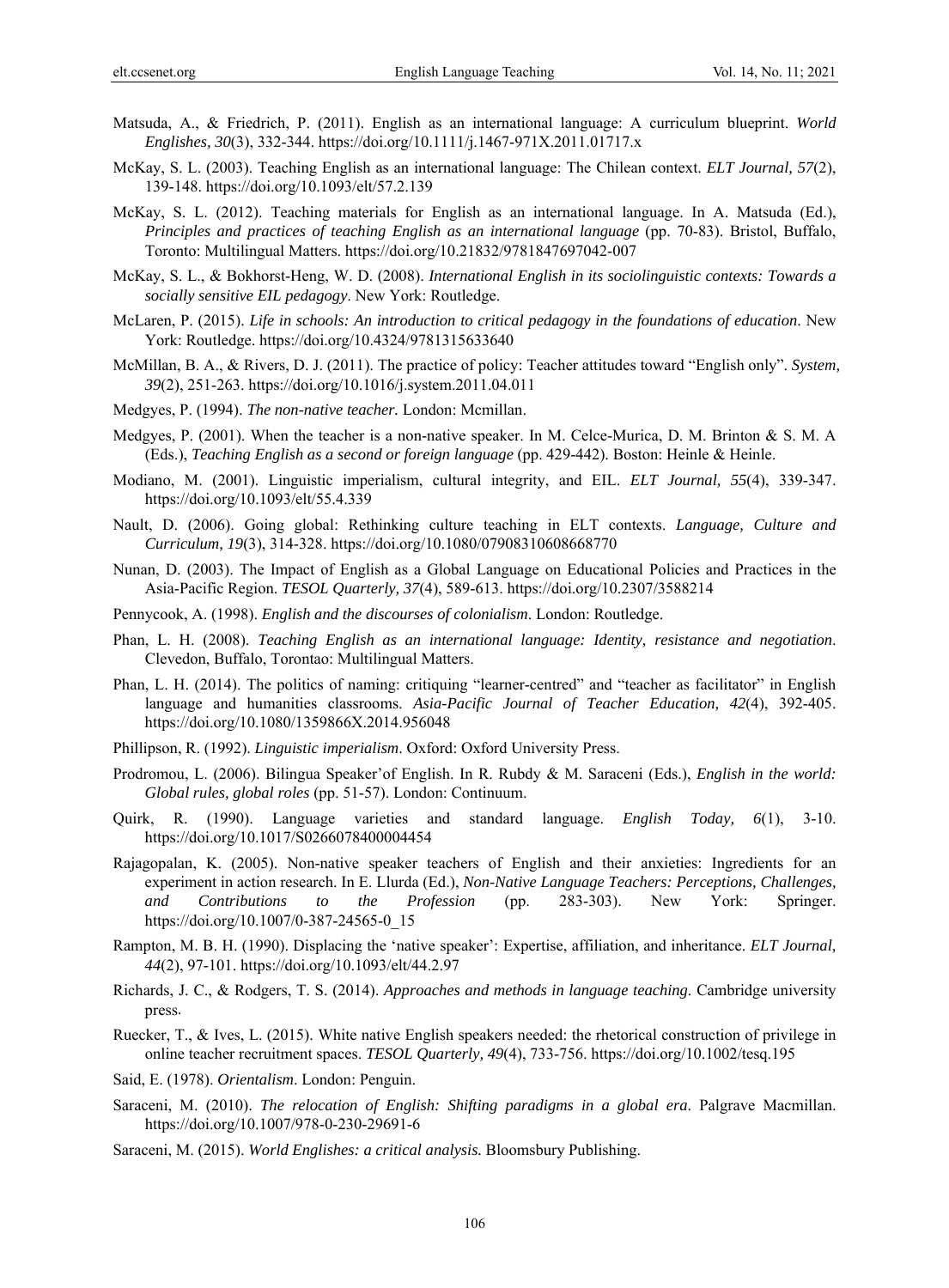Matsuda, A., & Friedrich, P. (2011). English as an international language: A curriculum blueprint. *World Englishes, 30*(3), 332-344. https://doi.org/10.1111/j.1467-971X.2011.01717.x

McKay, S. L. (2003). Teaching English as an international language: The Chilean context. *ELT Journal, 57*(2), 139-148. https://doi.org/10.1093/elt/57.2.139

McKay, S. L. (2012). Teaching materials for English as an international language. In A. Matsuda (Ed.), *Principles and practices of teaching English as an international language* (pp. 70-83). Bristol, Buffalo, Toronto: Multilingual Matters. https://doi.org/10.21832/9781847697042-007

McKay, S. L., & Bokhorst-Heng, W. D. (2008). *International English in its sociolinguistic contexts: Towards a socially sensitive EIL pedagogy*. New York: Routledge.

McLaren, P. (2015). *Life in schools: An introduction to critical pedagogy in the foundations of education*. New York: Routledge. https://doi.org/10.4324/9781315633640

McMillan, B. A., & Rivers, D. J. (2011). The practice of policy: Teacher attitudes toward "English only". *System, 39*(2), 251-263. https://doi.org/10.1016/j.system.2011.04.011

Medgyes, P. (1994). *The non-native teacher.* London: Mcmillan.

Medgyes, P. (2001). When the teacher is a non-native speaker. In M. Celce-Murica, D. M. Brinton & S. M. A (Eds.), *Teaching English as a second or foreign language* (pp. 429-442). Boston: Heinle & Heinle.

Modiano, M. (2001). Linguistic imperialism, cultural integrity, and EIL. *ELT Journal, 55*(4), 339-347. https://doi.org/10.1093/elt/55.4.339

Nault, D. (2006). Going global: Rethinking culture teaching in ELT contexts. *Language, Culture and Curriculum, 19*(3), 314-328. https://doi.org/10.1080/07908310608668770

Nunan, D. (2003). The Impact of English as a Global Language on Educational Policies and Practices in the Asia-Pacific Region. *TESOL Quarterly, 37*(4), 589-613. https://doi.org/10.2307/3588214

Pennycook, A. (1998). *English and the discourses of colonialism*. London: Routledge.

Phan, L. H. (2008). *Teaching English as an international language: Identity, resistance and negotiation*. Clevedon, Buffalo, Torontao: Multilingual Matters.

Phan, L. H. (2014). The politics of naming: critiquing "learner-centred" and "teacher as facilitator" in English language and humanities classrooms. *Asia-Pacific Journal of Teacher Education, 42*(4), 392-405. https://doi.org/10.1080/1359866X.2014.956048

Phillipson, R. (1992). *Linguistic imperialism*. Oxford: Oxford University Press.

Prodromou, L. (2006). Bilingua Speaker'of English. In R. Rubdy & M. Saraceni (Eds.), *English in the world: Global rules, global roles* (pp. 51-57). London: Continuum.

Quirk, R. (1990). Language varieties and standard language. *English Today, 6*(1), 3-10. https://doi.org/10.1017/S0266078400004454

Rajagopalan, K. (2005). Non-native speaker teachers of English and their anxieties: Ingredients for an experiment in action research. In E. Llurda (Ed.), *Non-Native Language Teachers: Perceptions, Challenges, and Contributions to the Profession* (pp. 283-303). New York: Springer. https://doi.org/10.1007/0-387-24565-0_15

Rampton, M. B. H. (1990). Displacing the 'native speaker': Expertise, affiliation, and inheritance. *ELT Journal, 44*(2), 97-101. https://doi.org/10.1093/elt/44.2.97

Richards, J. C., & Rodgers, T. S. (2014). *Approaches and methods in language teaching*. Cambridge university press.

Ruecker, T., & Ives, L. (2015). White native English speakers needed: the rhetorical construction of privilege in online teacher recruitment spaces. *TESOL Quarterly, 49*(4), 733-756. https://doi.org/10.1002/tesq.195

Said, E. (1978). *Orientalism*. London: Penguin.

Saraceni, M. (2010). *The relocation of English: Shifting paradigms in a global era*. Palgrave Macmillan. https://doi.org/10.1007/978-0-230-29691-6

Saraceni, M. (2015). *World Englishes: a critical analysis.* Bloomsbury Publishing.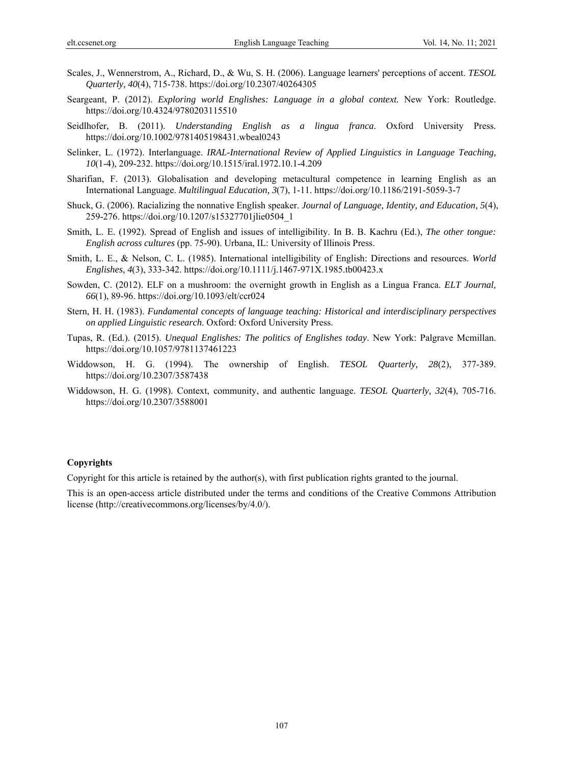Scales, J., Wennerstrom, A., Richard, D., & Wu, S. H. (2006). Language learners' perceptions of accent. *TESOL Quarterly, 40*(4), 715-738. https://doi.org/10.2307/40264305

Seargeant, P. (2012). *Exploring world Englishes: Language in a global context.* New York: Routledge. https://doi.org/10.4324/9780203115510

Seidlhofer, B. (2011). *Understanding English as a lingua franca*. Oxford University Press. https://doi.org/10.1002/9781405198431.wbeal0243

Selinker, L. (1972). Interlanguage. *IRAL-International Review of Applied Linguistics in Language Teaching, 10*(1-4), 209-232. https://doi.org/10.1515/iral.1972.10.1-4.209

Sharifian, F. (2013). Globalisation and developing metacultural competence in learning English as an International Language. *Multilingual Education, 3*(7), 1-11. https://doi.org/10.1186/2191-5059-3-7

Shuck, G. (2006). Racializing the nonnative English speaker. *Journal of Language, Identity, and Education, 5*(4), 259-276. https://doi.org/10.1207/s15327701jlie0504_1

Smith, L. E. (1992). Spread of English and issues of intelligibility. In B. B. Kachru (Ed.), *The other tongue: English across cultures* (pp. 75-90). Urbana, IL: University of Illinois Press.

Smith, L. E., & Nelson, C. L. (1985). International intelligibility of English: Directions and resources. *World Englishes, 4*(3), 333-342. https://doi.org/10.1111/j.1467-971X.1985.tb00423.x

Sowden, C. (2012). ELF on a mushroom: the overnight growth in English as a Lingua Franca. *ELT Journal, 66*(1), 89-96. https://doi.org/10.1093/elt/ccr024

Stern, H. H. (1983). *Fundamental concepts of language teaching: Historical and interdisciplinary perspectives on applied Linguistic research*. Oxford: Oxford University Press.

Tupas, R. (Ed.). (2015). *Unequal Englishes: The politics of Englishes today*. New York: Palgrave Mcmillan. https://doi.org/10.1057/9781137461223

Widdowson, H. G. (1994). The ownership of English. *TESOL Quarterly, 28*(2), 377-389. https://doi.org/10.2307/3587438

Widdowson, H. G. (1998). Context, community, and authentic language. *TESOL Quarterly, 32*(4), 705-716. https://doi.org/10.2307/3588001

**Copyrights**

Copyright for this article is retained by the author(s), with first publication rights granted to the journal.

This is an open-access article distributed under the terms and conditions of the Creative Commons Attribution license (http://creativecommons.org/licenses/by/4.0/).